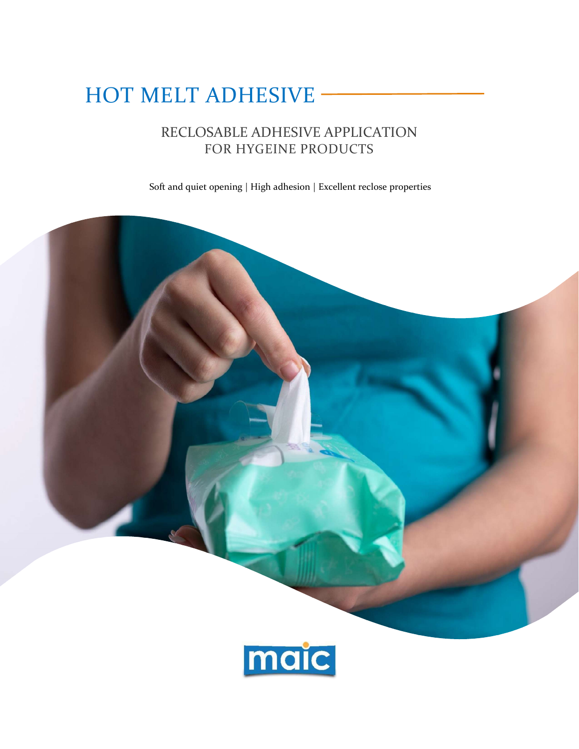# HOT MELT ADHESIVE

## RECLOSABLE ADHESIVE APPLICATION FOR HYGEINE PRODUCTS

Soft and quiet opening | High adhesion | Excellent reclose properties

maic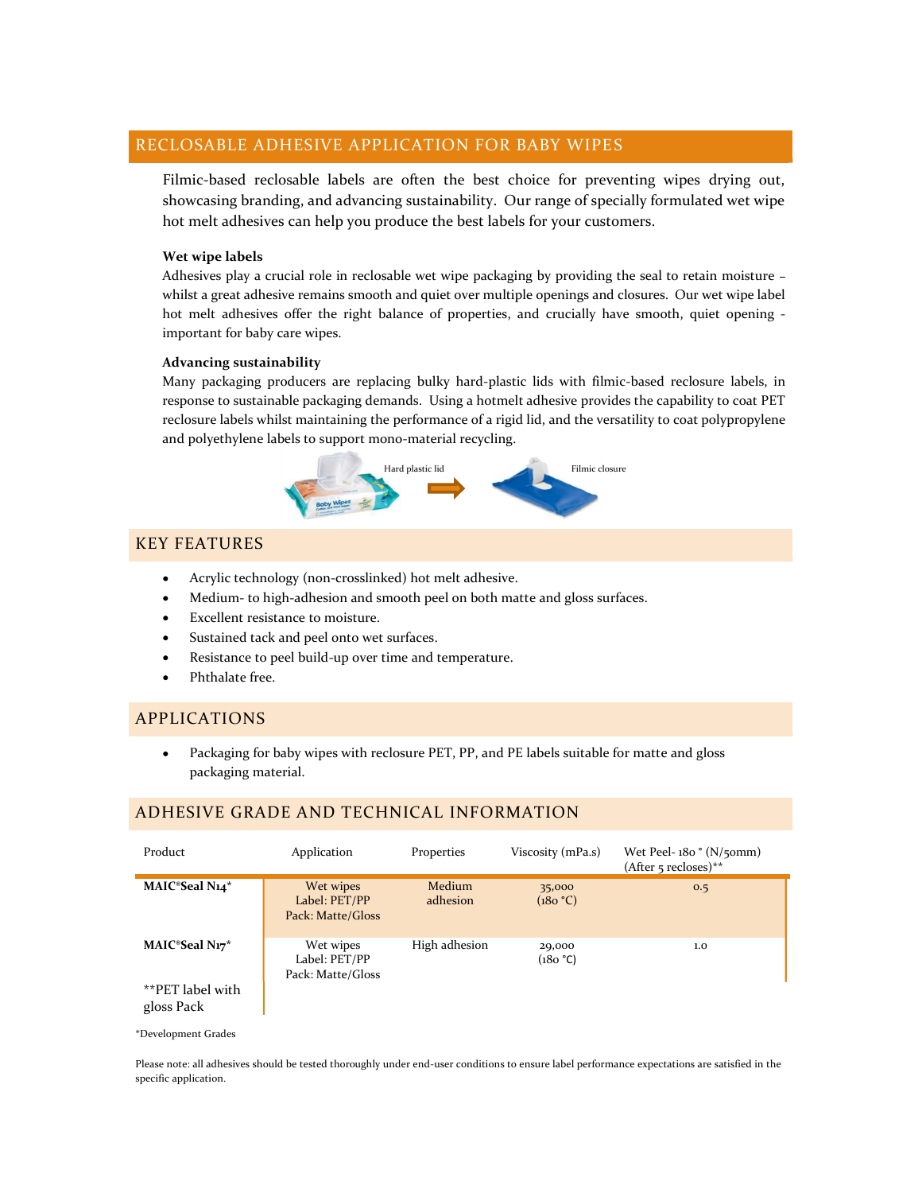## RECLOSABLE ADHESIVE APPLICATION FOR BABY WIPES

Filmic-based reclosable labels are often the best choice for preventing wipes drying out, showcasing branding, and advancing sustainability. Our range of specially formulated wet wipe hot melt adhesives can help you produce the best labels for your customers.

**Wet wipe labels**

Adhesives play a crucial role in reclosable wet wipe packaging by providing the seal to retain moisture – whilst a great adhesive remains smooth and quiet over multiple openings and closures. Our wet wipe label hot melt adhesives offer the right balance of properties, and crucially have smooth, quiet opening - important for baby care wipes.

**Advancing sustainability**

Many packaging producers are replacing bulky hard-plastic lids with filmic-based reclosure labels, in response to sustainable packaging demands. Using a hotmelt adhesive provides the capability to coat PET reclosure labels whilst maintaining the performance of a rigid lid, and the versatility to coat polypropylene and polyethylene labels to support mono-material recycling.

Hard plastic lid

Filmic closure

## KEY FEATURES

- Acrylic technology (non-crosslinked) hot melt adhesive.
- Medium- to high-adhesion and smooth peel on both matte and gloss surfaces.
- Excellent resistance to moisture.
- Sustained tack and peel onto wet surfaces.
- Resistance to peel build-up over time and temperature.
- Phthalate free.

## APPLICATIONS

- Packaging for baby wipes with reclosure PET, PP, and PE labels suitable for matte and gloss packaging material.

## ADHESIVE GRADE AND TECHNICAL INFORMATION

| Product | Application | Properties | Viscosity (mPa.s) | Wet Peel- 180 ° (N/50mm) (After 5 recloses)** |
|---|---|---|---|---|
| **MAIC®Seal N14*** | Wet wipes<br>Label: PET/PP<br>Pack: Matte/Gloss | Medium adhesion | 35,000<br>(180 °C) | 0.5 |
| **MAIC®Seal N17*** | Wet wipes<br>Label: PET/PP<br>Pack: Matte/Gloss | High adhesion | 29,000<br>(180 °C) | 1.0 |
| **PET label with gloss Pack | | | | |

*Development Grades

Please note: all adhesives should be tested thoroughly under end-user conditions to ensure label performance expectations are satisfied in the specific application.